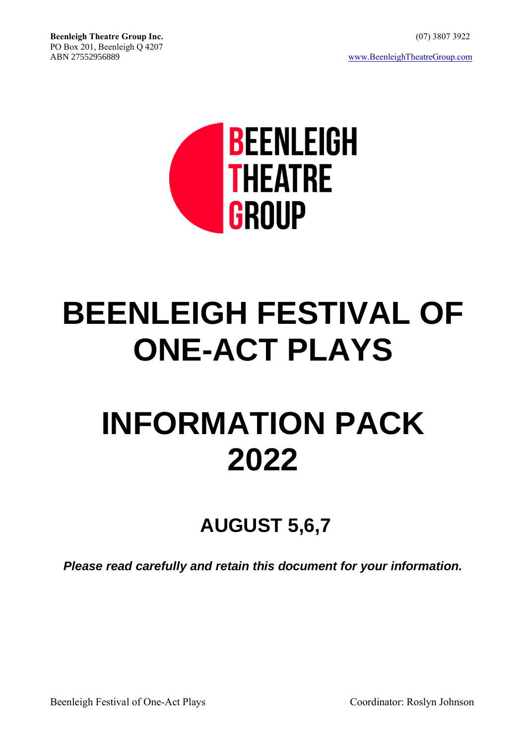**Beenleigh Theatre Group Inc.**
PO Box 201, Beenleigh Q 4207
ABN 27552956889

(07) 3807 3922

www.BeenleighTheatreGroup.com

BEENLEIGH THEATRE GROUP

# BEENLEIGH FESTIVAL OF ONE-ACT PLAYS

# INFORMATION PACK 2022

## AUGUST 5,6,7

***Please read carefully and retain this document for your information.***

Beenleigh Festival of One-Act Plays — Coordinator: Roslyn Johnson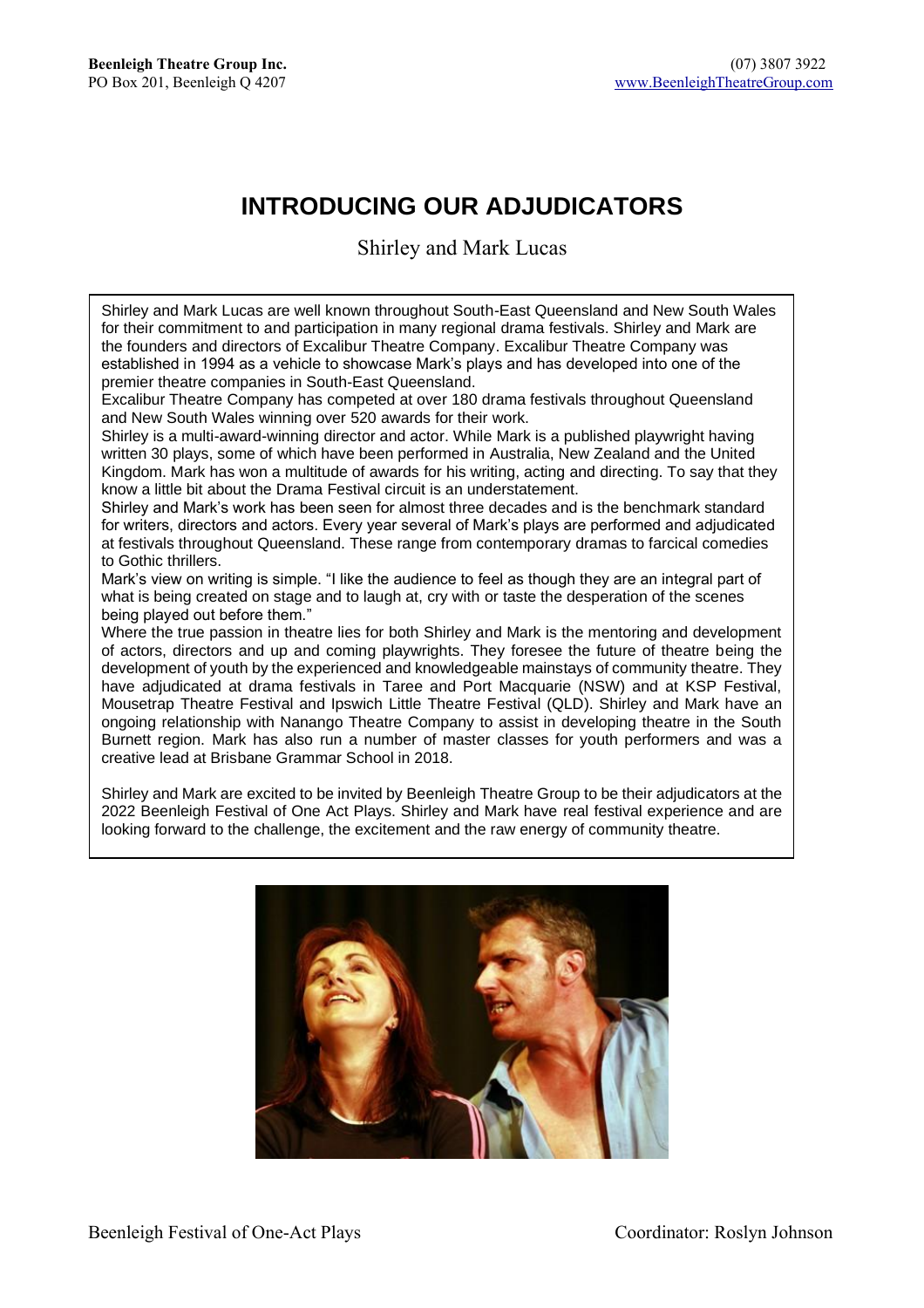# INTRODUCING OUR ADJUDICATORS

Shirley and Mark Lucas

Shirley and Mark Lucas are well known throughout South-East Queensland and New South Wales for their commitment to and participation in many regional drama festivals. Shirley and Mark are the founders and directors of Excalibur Theatre Company. Excalibur Theatre Company was established in 1994 as a vehicle to showcase Mark's plays and has developed into one of the premier theatre companies in South-East Queensland.

Excalibur Theatre Company has competed at over 180 drama festivals throughout Queensland and New South Wales winning over 520 awards for their work.

Shirley is a multi-award-winning director and actor. While Mark is a published playwright having written 30 plays, some of which have been performed in Australia, New Zealand and the United Kingdom. Mark has won a multitude of awards for his writing, acting and directing. To say that they know a little bit about the Drama Festival circuit is an understatement.

Shirley and Mark's work has been seen for almost three decades and is the benchmark standard for writers, directors and actors. Every year several of Mark's plays are performed and adjudicated at festivals throughout Queensland. These range from contemporary dramas to farcical comedies to Gothic thrillers.

Mark's view on writing is simple. "I like the audience to feel as though they are an integral part of what is being created on stage and to laugh at, cry with or taste the desperation of the scenes being played out before them."

Where the true passion in theatre lies for both Shirley and Mark is the mentoring and development of actors, directors and up and coming playwrights. They foresee the future of theatre being the development of youth by the experienced and knowledgeable mainstays of community theatre. They have adjudicated at drama festivals in Taree and Port Macquarie (NSW) and at KSP Festival, Mousetrap Theatre Festival and Ipswich Little Theatre Festival (QLD). Shirley and Mark have an ongoing relationship with Nanango Theatre Company to assist in developing theatre in the South Burnett region. Mark has also run a number of master classes for youth performers and was a creative lead at Brisbane Grammar School in 2018.

Shirley and Mark are excited to be invited by Beenleigh Theatre Group to be their adjudicators at the 2022 Beenleigh Festival of One Act Plays. Shirley and Mark have real festival experience and are looking forward to the challenge, the excitement and the raw energy of community theatre.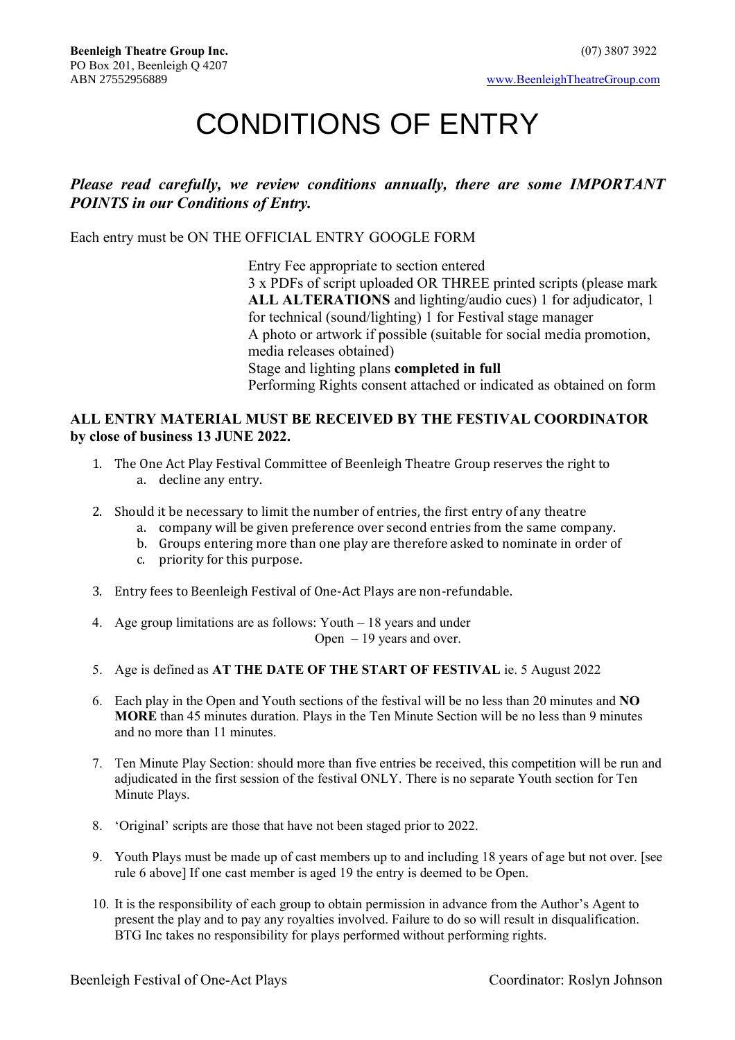**Beenleigh Theatre Group Inc.**
PO Box 201, Beenleigh Q 4207
ABN 27552956889

(07) 3807 3922
www.BeenleighTheatreGroup.com

# CONDITIONS OF ENTRY

***Please read carefully, we review conditions annually, there are some IMPORTANT POINTS in our Conditions of Entry.***

Each entry must be ON THE OFFICIAL ENTRY GOOGLE FORM

Entry Fee appropriate to section entered
3 x PDFs of script uploaded OR THREE printed scripts (please mark **ALL ALTERATIONS** and lighting/audio cues) 1 for adjudicator, 1 for technical (sound/lighting) 1 for Festival stage manager
A photo or artwork if possible (suitable for social media promotion, media releases obtained)
Stage and lighting plans **completed in full**
Performing Rights consent attached or indicated as obtained on form

**ALL ENTRY MATERIAL MUST BE RECEIVED BY THE FESTIVAL COORDINATOR by close of business 13 JUNE 2022.**

1. The One Act Play Festival Committee of Beenleigh Theatre Group reserves the right to
    a. decline any entry.
2. Should it be necessary to limit the number of entries, the first entry of any theatre
    a. company will be given preference over second entries from the same company.
    b. Groups entering more than one play are therefore asked to nominate in order of
    c. priority for this purpose.
3. Entry fees to Beenleigh Festival of One-Act Plays are non-refundable.
4. Age group limitations are as follows: Youth – 18 years and under
   Open – 19 years and over.
5. Age is defined as **AT THE DATE OF THE START OF FESTIVAL** ie. 5 August 2022
6. Each play in the Open and Youth sections of the festival will be no less than 20 minutes and **NO MORE** than 45 minutes duration. Plays in the Ten Minute Section will be no less than 9 minutes and no more than 11 minutes.
7. Ten Minute Play Section: should more than five entries be received, this competition will be run and adjudicated in the first session of the festival ONLY. There is no separate Youth section for Ten Minute Plays.
8. 'Original' scripts are those that have not been staged prior to 2022.
9. Youth Plays must be made up of cast members up to and including 18 years of age but not over. [see rule 6 above] If one cast member is aged 19 the entry is deemed to be Open.
10. It is the responsibility of each group to obtain permission in advance from the Author's Agent to present the play and to pay any royalties involved. Failure to do so will result in disqualification. BTG Inc takes no responsibility for plays performed without performing rights.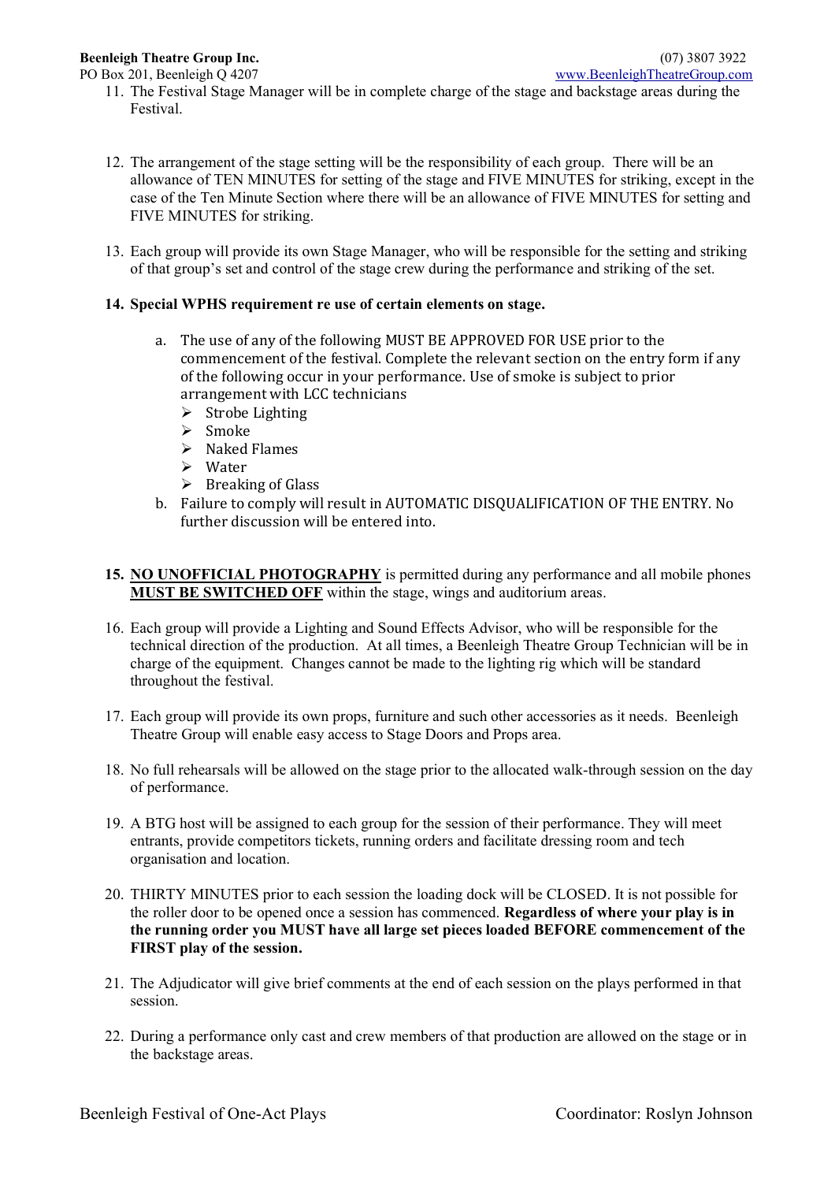11. The Festival Stage Manager will be in complete charge of the stage and backstage areas during the Festival.

12. The arrangement of the stage setting will be the responsibility of each group. There will be an allowance of TEN MINUTES for setting of the stage and FIVE MINUTES for striking, except in the case of the Ten Minute Section where there will be an allowance of FIVE MINUTES for setting and FIVE MINUTES for striking.

13. Each group will provide its own Stage Manager, who will be responsible for the setting and striking of that group's set and control of the stage crew during the performance and striking of the set.

14. **Special WPHS requirement re use of certain elements on stage.**

    a. The use of any of the following MUST BE APPROVED FOR USE prior to the commencement of the festival. Complete the relevant section on the entry form if any of the following occur in your performance. Use of smoke is subject to prior arrangement with LCC technicians
       - Strobe Lighting
       - Smoke
       - Naked Flames
       - Water
       - Breaking of Glass

    b. Failure to comply will result in AUTOMATIC DISQUALIFICATION OF THE ENTRY. No further discussion will be entered into.

15. **<u>NO UNOFFICIAL PHOTOGRAPHY</u>** is permitted during any performance and all mobile phones **<u>MUST BE SWITCHED OFF</u>** within the stage, wings and auditorium areas.

16. Each group will provide a Lighting and Sound Effects Advisor, who will be responsible for the technical direction of the production. At all times, a Beenleigh Theatre Group Technician will be in charge of the equipment. Changes cannot be made to the lighting rig which will be standard throughout the festival.

17. Each group will provide its own props, furniture and such other accessories as it needs. Beenleigh Theatre Group will enable easy access to Stage Doors and Props area.

18. No full rehearsals will be allowed on the stage prior to the allocated walk-through session on the day of performance.

19. A BTG host will be assigned to each group for the session of their performance. They will meet entrants, provide competitors tickets, running orders and facilitate dressing room and tech organisation and location.

20. THIRTY MINUTES prior to each session the loading dock will be CLOSED. It is not possible for the roller door to be opened once a session has commenced. **Regardless of where your play is in the running order you MUST have all large set pieces loaded BEFORE commencement of the FIRST play of the session.**

21. The Adjudicator will give brief comments at the end of each session on the plays performed in that session.

22. During a performance only cast and crew members of that production are allowed on the stage or in the backstage areas.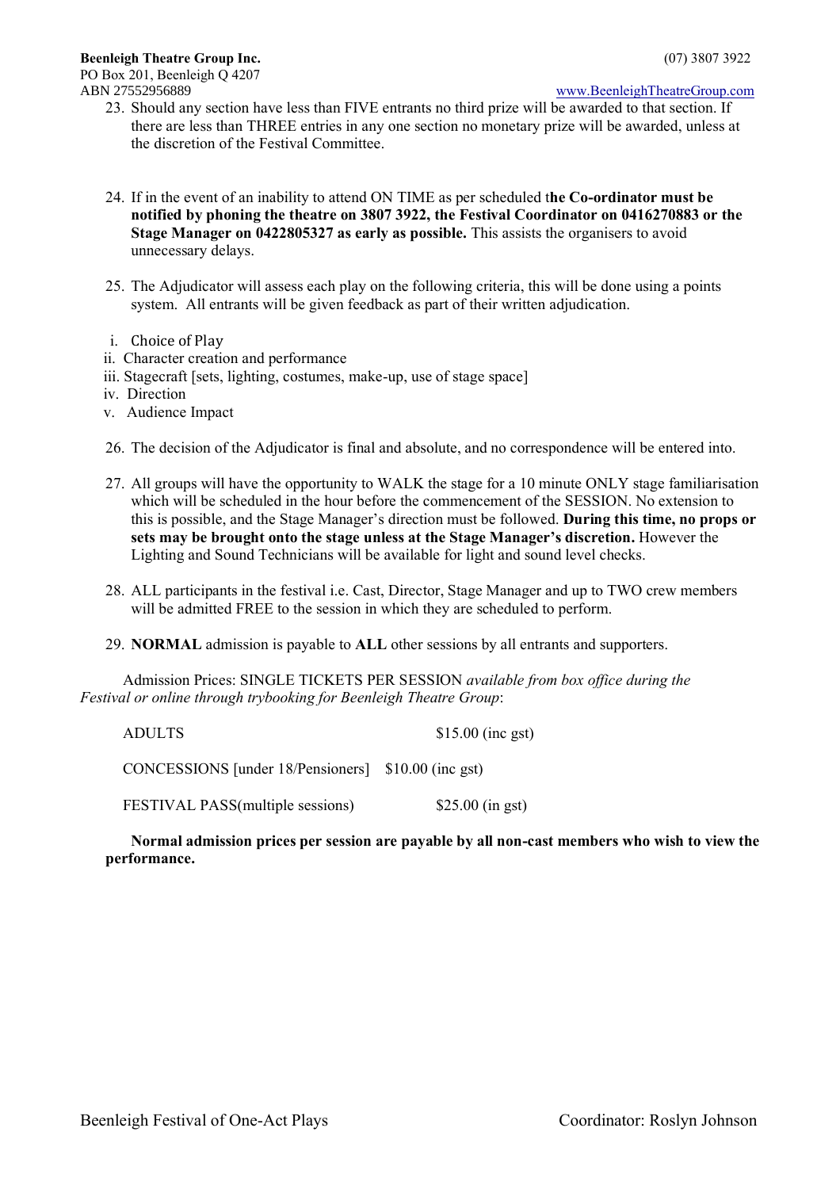23. Should any section have less than FIVE entrants no third prize will be awarded to that section. If there are less than THREE entries in any one section no monetary prize will be awarded, unless at the discretion of the Festival Committee.

24. If in the event of an inability to attend ON TIME as per scheduled t**he Co-ordinator must be notified by phoning the theatre on 3807 3922, the Festival Coordinator on 0416270883 or the Stage Manager on 0422805327 as early as possible.** This assists the organisers to avoid unnecessary delays.

25. The Adjudicator will assess each play on the following criteria, this will be done using a points system. All entrants will be given feedback as part of their written adjudication.

i. Choice of Play
ii. Character creation and performance
iii. Stagecraft [sets, lighting, costumes, make-up, use of stage space]
iv. Direction
v. Audience Impact

26. The decision of the Adjudicator is final and absolute, and no correspondence will be entered into.

27. All groups will have the opportunity to WALK the stage for a 10 minute ONLY stage familiarisation which will be scheduled in the hour before the commencement of the SESSION. No extension to this is possible, and the Stage Manager's direction must be followed. **During this time, no props or sets may be brought onto the stage unless at the Stage Manager's discretion.** However the Lighting and Sound Technicians will be available for light and sound level checks.

28. ALL participants in the festival i.e. Cast, Director, Stage Manager and up to TWO crew members will be admitted FREE to the session in which they are scheduled to perform.

29. **NORMAL** admission is payable to **ALL** other sessions by all entrants and supporters.

Admission Prices: SINGLE TICKETS PER SESSION *available from box office during the Festival or online through trybooking for Beenleigh Theatre Group*:

| | |
|---|---|
| ADULTS | $15.00 (inc gst) |
| CONCESSIONS [under 18/Pensioners] | $10.00 (inc gst) |
| FESTIVAL PASS(multiple sessions) | $25.00 (in gst) |

**Normal admission prices per session are payable by all non-cast members who wish to view the performance.**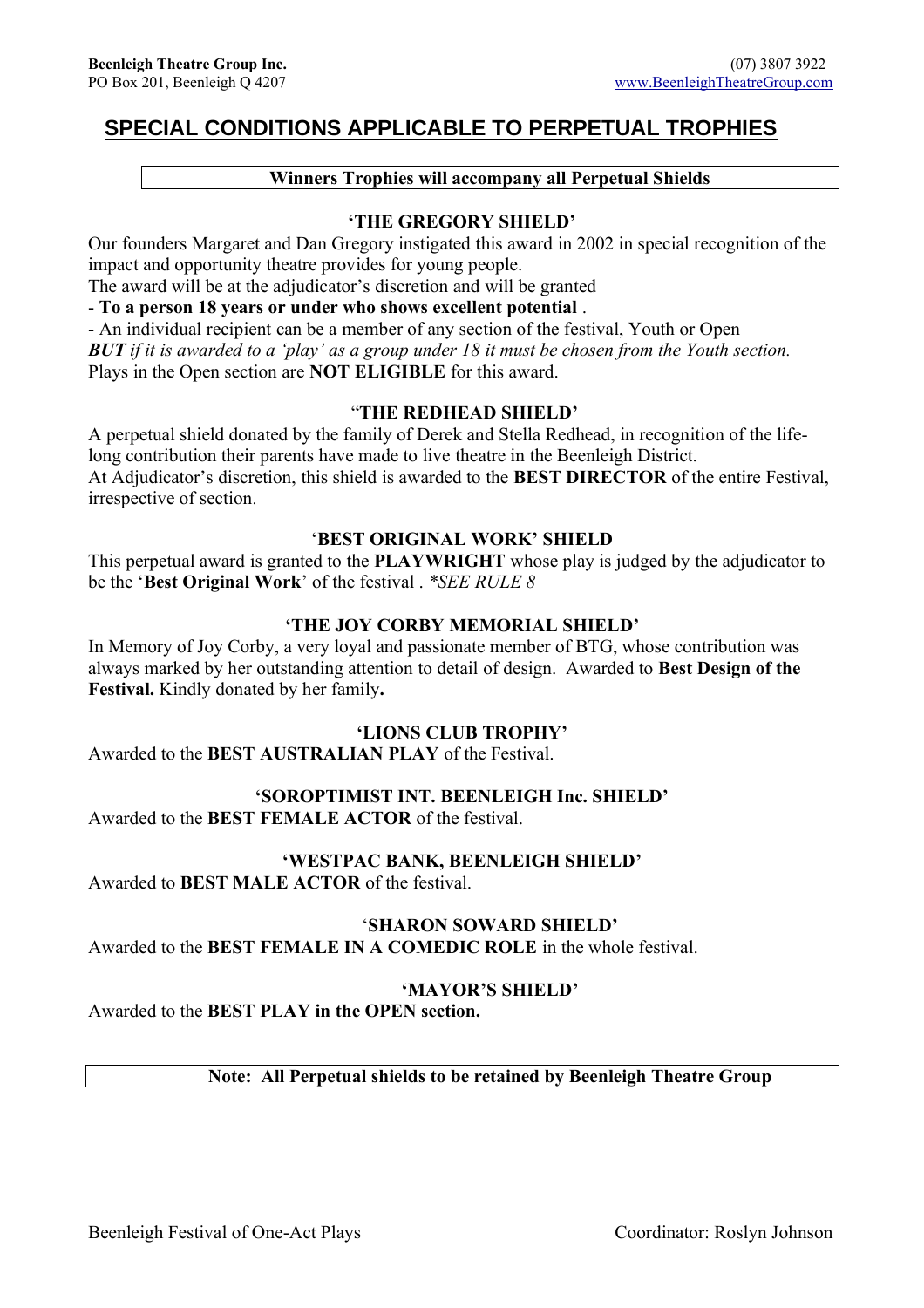# SPECIAL CONDITIONS APPLICABLE TO PERPETUAL TROPHIES

**Winners Trophies will accompany all Perpetual Shields**

### 'THE GREGORY SHIELD'

Our founders Margaret and Dan Gregory instigated this award in 2002 in special recognition of the impact and opportunity theatre provides for young people.

The award will be at the adjudicator's discretion and will be granted

- **To a person 18 years or under who shows excellent potential** .
- An individual recipient can be a member of any section of the festival, Youth or Open

***BUT*** *if it is awarded to a 'play' as a group under 18 it must be chosen from the Youth section.*
Plays in the Open section are **NOT ELIGIBLE** for this award.

### "THE REDHEAD SHIELD'

A perpetual shield donated by the family of Derek and Stella Redhead, in recognition of the life-long contribution their parents have made to live theatre in the Beenleigh District.
At Adjudicator's discretion, this shield is awarded to the **BEST DIRECTOR** of the entire Festival, irrespective of section.

### 'BEST ORIGINAL WORK' SHIELD

This perpetual award is granted to the **PLAYWRIGHT** whose play is judged by the adjudicator to be the '**Best Original Work**' of the festival . *\*SEE RULE 8*

### 'THE JOY CORBY MEMORIAL SHIELD'

In Memory of Joy Corby, a very loyal and passionate member of BTG, whose contribution was always marked by her outstanding attention to detail of design. Awarded to **Best Design of the Festival.** Kindly donated by her family**.**

### 'LIONS CLUB TROPHY'

Awarded to the **BEST AUSTRALIAN PLAY** of the Festival.

### 'SOROPTIMIST INT. BEENLEIGH Inc. SHIELD'

Awarded to the **BEST FEMALE ACTOR** of the festival.

### 'WESTPAC BANK, BEENLEIGH SHIELD'

Awarded to **BEST MALE ACTOR** of the festival.

### 'SHARON SOWARD SHIELD'

Awarded to the **BEST FEMALE IN A COMEDIC ROLE** in the whole festival.

### 'MAYOR'S SHIELD'

Awarded to the **BEST PLAY in the OPEN section.**

**Note: All Perpetual shields to be retained by Beenleigh Theatre Group**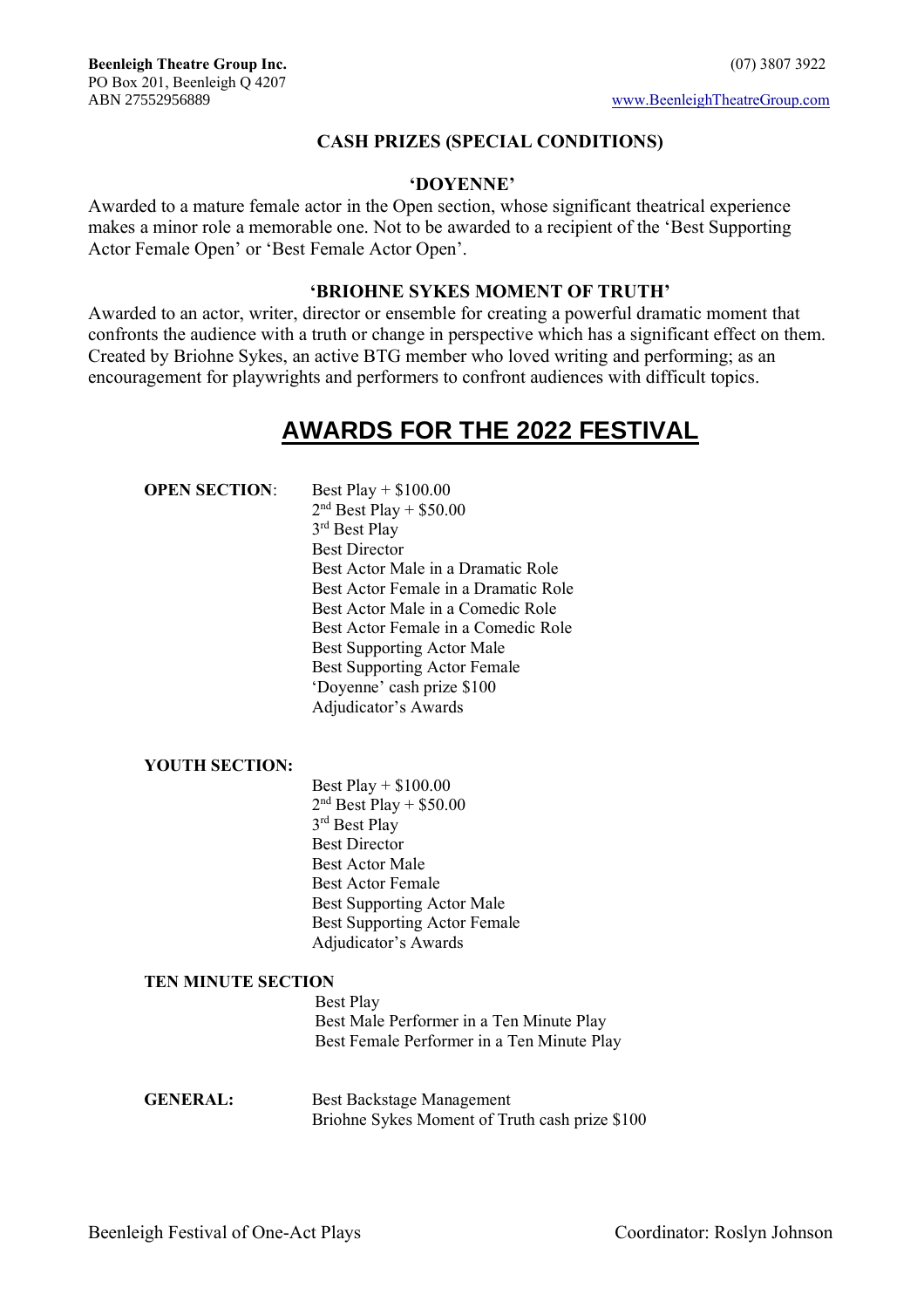**Beenleigh Theatre Group Inc.**
PO Box 201, Beenleigh Q 4207
ABN 27552956889

(07) 3807 3922
www.BeenleighTheatreGroup.com

### CASH PRIZES (SPECIAL CONDITIONS)

#### 'DOYENNE'

Awarded to a mature female actor in the Open section, whose significant theatrical experience makes a minor role a memorable one. Not to be awarded to a recipient of the 'Best Supporting Actor Female Open' or 'Best Female Actor Open'.

#### 'BRIOHNE SYKES MOMENT OF TRUTH'

Awarded to an actor, writer, director or ensemble for creating a powerful dramatic moment that confronts the audience with a truth or change in perspective which has a significant effect on them. Created by Briohne Sykes, an active BTG member who loved writing and performing; as an encouragement for playwrights and performers to confront audiences with difficult topics.

# AWARDS FOR THE 2022 FESTIVAL

**OPEN SECTION**:
- Best Play + $100.00
- 2nd Best Play + $50.00
- 3rd Best Play
- Best Director
- Best Actor Male in a Dramatic Role
- Best Actor Female in a Dramatic Role
- Best Actor Male in a Comedic Role
- Best Actor Female in a Comedic Role
- Best Supporting Actor Male
- Best Supporting Actor Female
- 'Doyenne' cash prize $100
- Adjudicator's Awards

**YOUTH SECTION:**
- Best Play + $100.00
- 2nd Best Play + $50.00
- 3rd Best Play
- Best Director
- Best Actor Male
- Best Actor Female
- Best Supporting Actor Male
- Best Supporting Actor Female
- Adjudicator's Awards

**TEN MINUTE SECTION**
- Best Play
- Best Male Performer in a Ten Minute Play
- Best Female Performer in a Ten Minute Play

**GENERAL:**
- Best Backstage Management
- Briohne Sykes Moment of Truth cash prize $100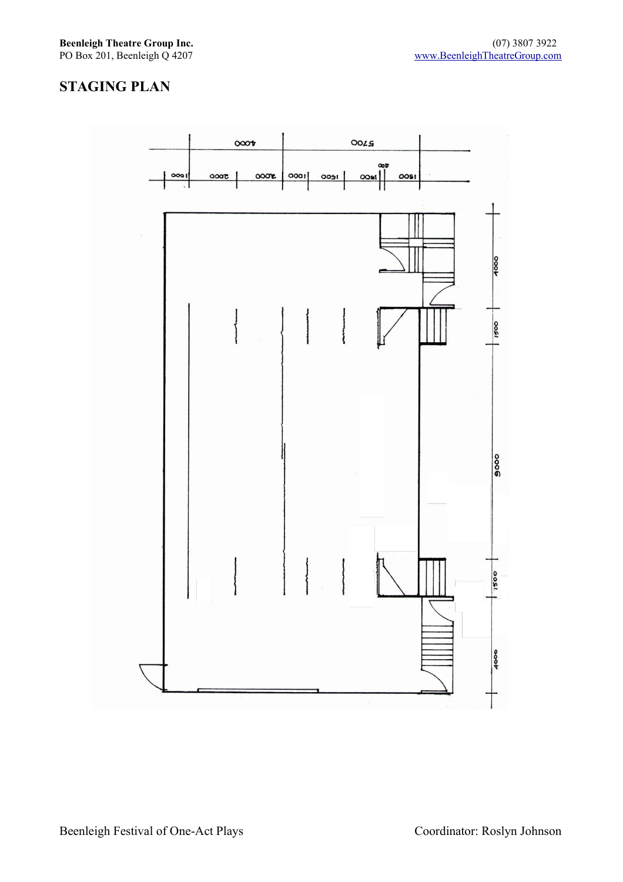## STAGING PLAN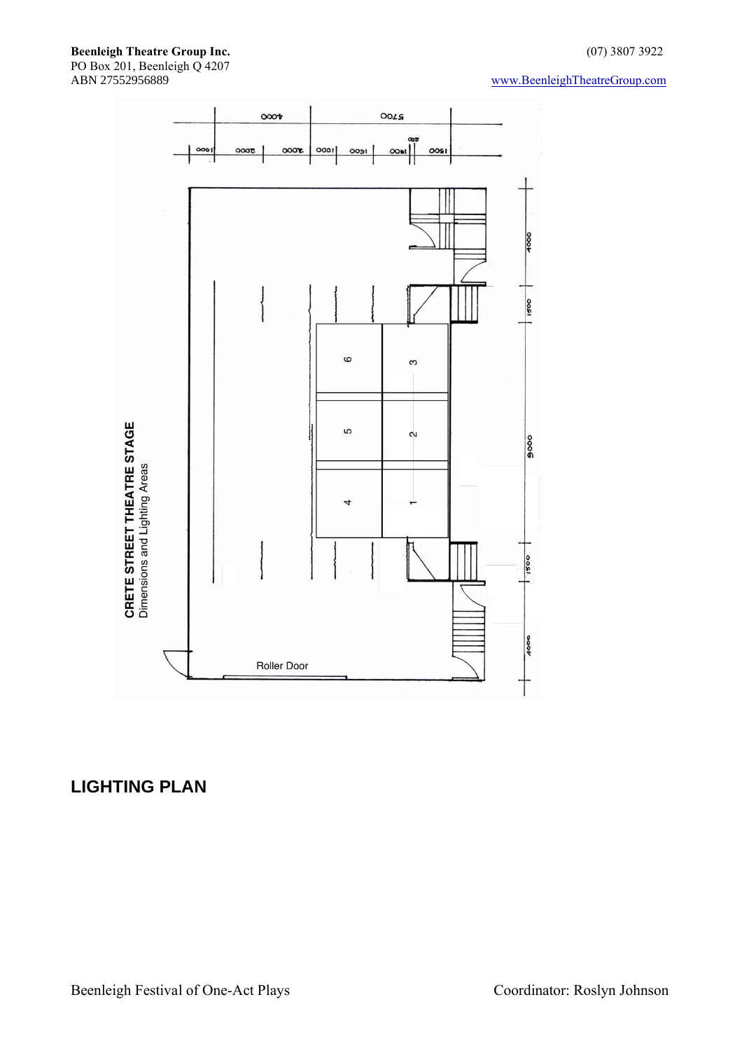**CRETE STREET THEATRE STAGE**
Dimensions and Lighting Areas

Roller Door

## LIGHTING PLAN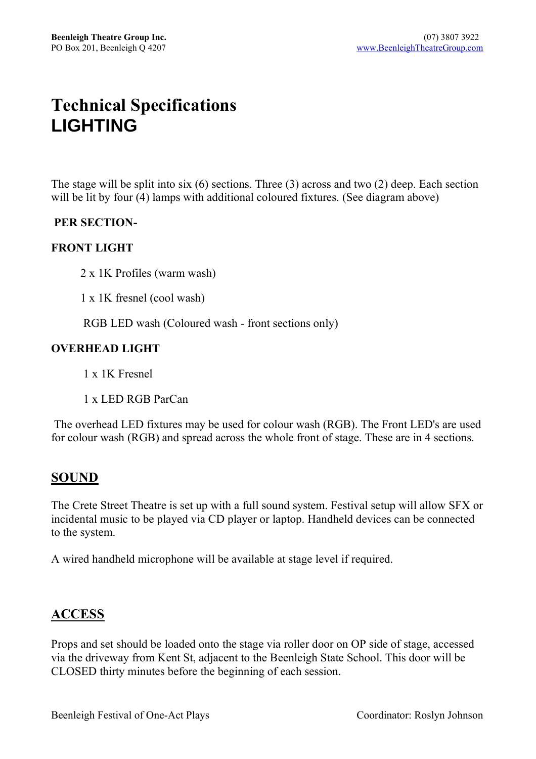# Technical Specifications
# LIGHTING

The stage will be split into six (6) sections. Three (3) across and two (2) deep. Each section will be lit by four (4) lamps with additional coloured fixtures. (See diagram above)

**PER SECTION-**

**FRONT LIGHT**

2 x 1K Profiles (warm wash)

1 x 1K fresnel (cool wash)

RGB LED wash (Coloured wash - front sections only)

**OVERHEAD LIGHT**

1 x 1K Fresnel

1 x LED RGB ParCan

The overhead LED fixtures may be used for colour wash (RGB). The Front LED's are used for colour wash (RGB) and spread across the whole front of stage. These are in 4 sections.

## SOUND

The Crete Street Theatre is set up with a full sound system. Festival setup will allow SFX or incidental music to be played via CD player or laptop. Handheld devices can be connected to the system.

A wired handheld microphone will be available at stage level if required.

## ACCESS

Props and set should be loaded onto the stage via roller door on OP side of stage, accessed via the driveway from Kent St, adjacent to the Beenleigh State School. This door will be CLOSED thirty minutes before the beginning of each session.